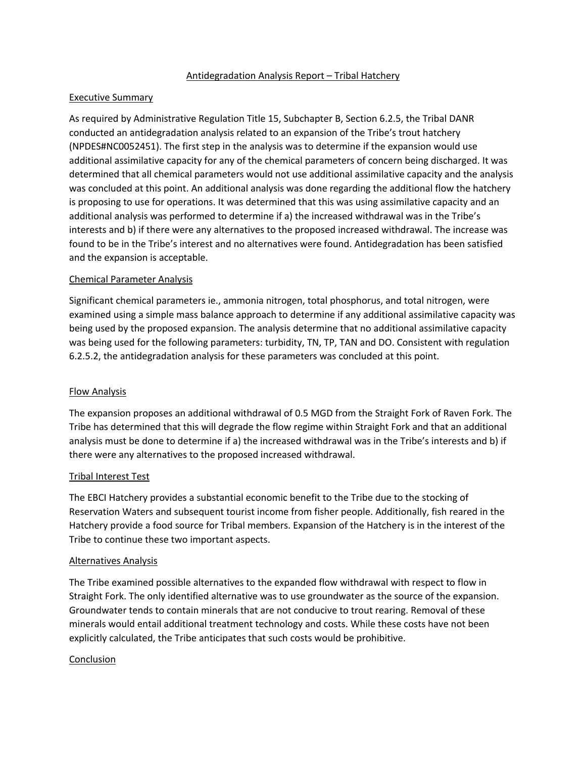# Antidegradation Analysis Report – Tribal Hatchery

## Executive Summary

As required by Administrative Regulation Title 15, Subchapter B, Section 6.2.5, the Tribal DANR conducted an antidegradation analysis related to an expansion of the Tribe's trout hatchery (NPDES#NC0052451). The first step in the analysis was to determine if the expansion would use additional assimilative capacity for any of the chemical parameters of concern being discharged. It was determined that all chemical parameters would not use additional assimilative capacity and the analysis was concluded at this point. An additional analysis was done regarding the additional flow the hatchery is proposing to use for operations. It was determined that this was using assimilative capacity and an additional analysis was performed to determine if a) the increased withdrawal was in the Tribe's interests and b) if there were any alternatives to the proposed increased withdrawal. The increase was found to be in the Tribe's interest and no alternatives were found. Antidegradation has been satisfied and the expansion is acceptable.

## Chemical Parameter Analysis

Significant chemical parameters ie., ammonia nitrogen, total phosphorus, and total nitrogen, were examined using a simple mass balance approach to determine if any additional assimilative capacity was being used by the proposed expansion. The analysis determine that no additional assimilative capacity was being used for the following parameters: turbidity, TN, TP, TAN and DO. Consistent with regulation 6.2.5.2, the antidegradation analysis for these parameters was concluded at this point.

## Flow Analysis

The expansion proposes an additional withdrawal of 0.5 MGD from the Straight Fork of Raven Fork. The Tribe has determined that this will degrade the flow regime within Straight Fork and that an additional analysis must be done to determine if a) the increased withdrawal was in the Tribe's interests and b) if there were any alternatives to the proposed increased withdrawal.

## Tribal Interest Test

The EBCI Hatchery provides a substantial economic benefit to the Tribe due to the stocking of Reservation Waters and subsequent tourist income from fisher people. Additionally, fish reared in the Hatchery provide a food source for Tribal members. Expansion of the Hatchery is in the interest of the Tribe to continue these two important aspects.

## Alternatives Analysis

The Tribe examined possible alternatives to the expanded flow withdrawal with respect to flow in Straight Fork. The only identified alternative was to use groundwater as the source of the expansion. Groundwater tends to contain minerals that are not conducive to trout rearing. Removal of these minerals would entail additional treatment technology and costs. While these costs have not been explicitly calculated, the Tribe anticipates that such costs would be prohibitive.

## Conclusion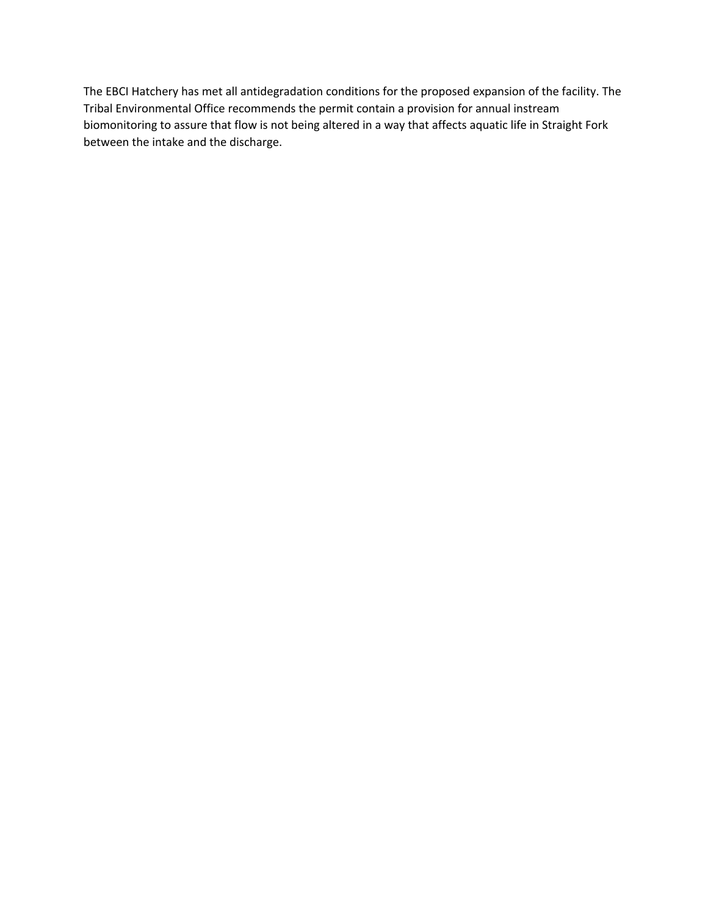The EBCI Hatchery has met all antidegradation conditions for the proposed expansion of the facility. The Tribal Environmental Office recommends the permit contain a provision for annual instream biomonitoring to assure that flow is not being altered in a way that affects aquatic life in Straight Fork between the intake and the discharge.